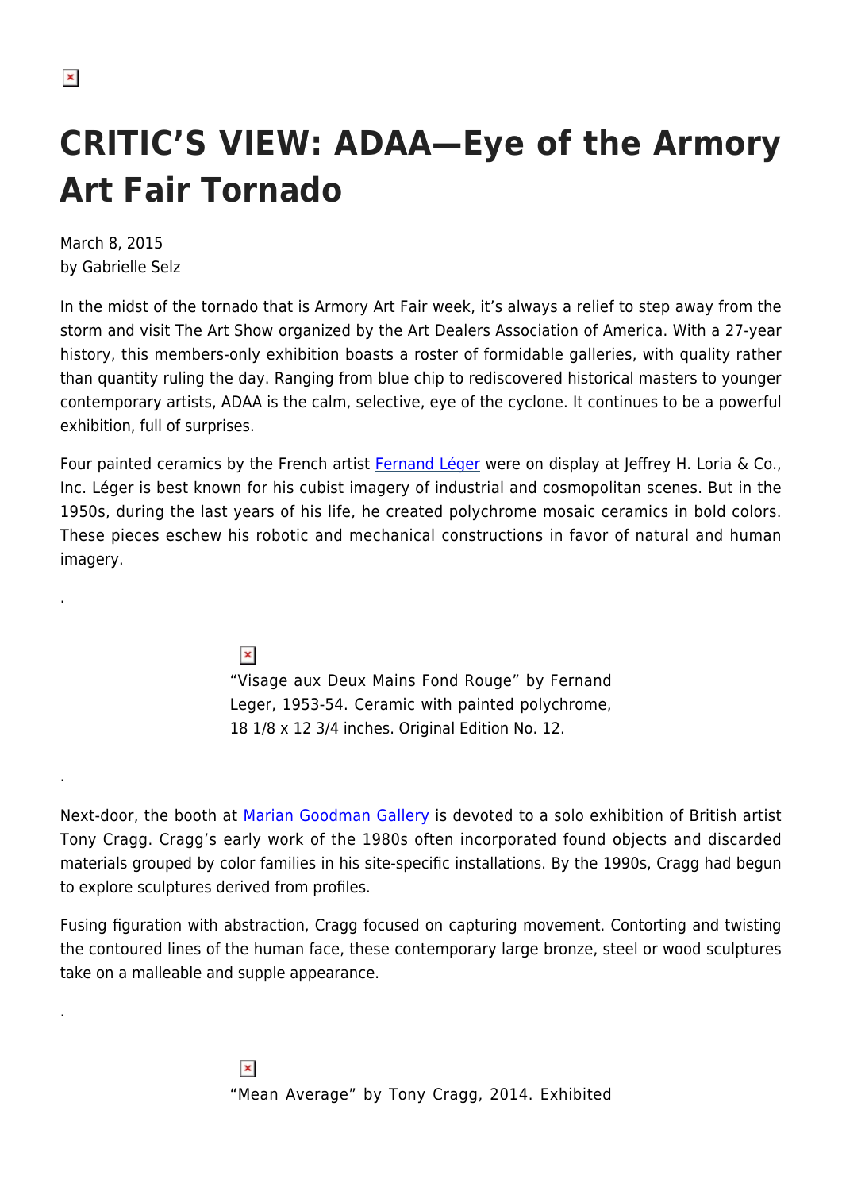# CRITIC'S VIEW: ADAA—Eye of the Armory Art Fair Tornado

March 8, 2015
by Gabrielle Selz

In the midst of the tornado that is Armory Art Fair week, it's always a relief to step away from the storm and visit The Art Show organized by the Art Dealers Association of America. With a 27-year history, this members-only exhibition boasts a roster of formidable galleries, with quality rather than quantity ruling the day. Ranging from blue chip to rediscovered historical masters to younger contemporary artists, ADAA is the calm, selective, eye of the cyclone. It continues to be a powerful exhibition, full of surprises.

Four painted ceramics by the French artist Fernand Léger were on display at Jeffrey H. Loria & Co., Inc. Léger is best known for his cubist imagery of industrial and cosmopolitan scenes. But in the 1950s, during the last years of his life, he created polychrome mosaic ceramics in bold colors. These pieces eschew his robotic and mechanical constructions in favor of natural and human imagery.

.

"Visage aux Deux Mains Fond Rouge" by Fernand Leger, 1953-54. Ceramic with painted polychrome, 18 1/8 x 12 3/4 inches. Original Edition No. 12.

.

Next-door, the booth at Marian Goodman Gallery is devoted to a solo exhibition of British artist Tony Cragg. Cragg's early work of the 1980s often incorporated found objects and discarded materials grouped by color families in his site-specific installations. By the 1990s, Cragg had begun to explore sculptures derived from profiles.

Fusing figuration with abstraction, Cragg focused on capturing movement. Contorting and twisting the contoured lines of the human face, these contemporary large bronze, steel or wood sculptures take on a malleable and supple appearance.

.

"Mean Average" by Tony Cragg, 2014. Exhibited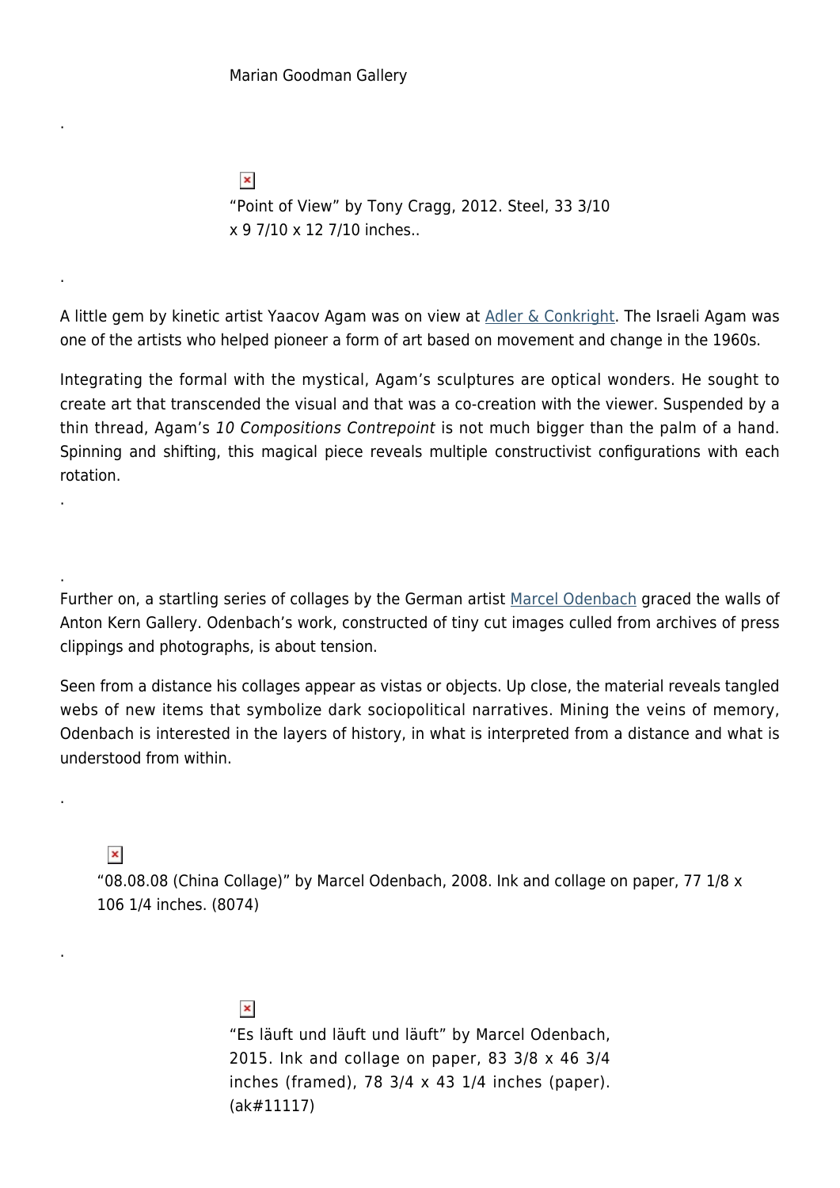Marian Goodman Gallery

.

"Point of View" by Tony Cragg, 2012. Steel, 33 3/10 x 9 7/10 x 12 7/10 inches..

.

A little gem by kinetic artist Yaacov Agam was on view at Adler & Conkright. The Israeli Agam was one of the artists who helped pioneer a form of art based on movement and change in the 1960s.

Integrating the formal with the mystical, Agam's sculptures are optical wonders. He sought to create art that transcended the visual and that was a co-creation with the viewer. Suspended by a thin thread, Agam's *10 Compositions Contrepoint* is not much bigger than the palm of a hand. Spinning and shifting, this magical piece reveals multiple constructivist configurations with each rotation.

.

.

Further on, a startling series of collages by the German artist Marcel Odenbach graced the walls of Anton Kern Gallery. Odenbach's work, constructed of tiny cut images culled from archives of press clippings and photographs, is about tension.

Seen from a distance his collages appear as vistas or objects. Up close, the material reveals tangled webs of new items that symbolize dark sociopolitical narratives. Mining the veins of memory, Odenbach is interested in the layers of history, in what is interpreted from a distance and what is understood from within.

.

"08.08.08 (China Collage)" by Marcel Odenbach, 2008. Ink and collage on paper, 77 1/8 x 106 1/4 inches. (8074)

.

"Es läuft und läuft und läuft" by Marcel Odenbach, 2015. Ink and collage on paper, 83 3/8 x 46 3/4 inches (framed), 78 3/4 x 43 1/4 inches (paper). (ak#11117)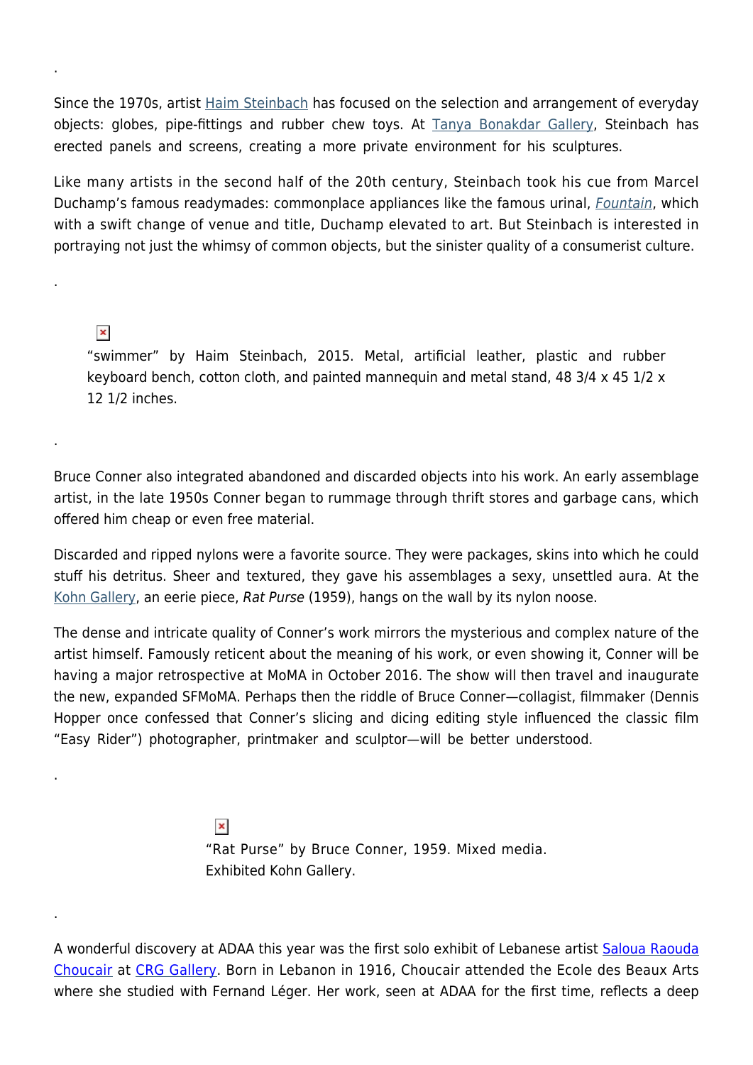.

Since the 1970s, artist Haim Steinbach has focused on the selection and arrangement of everyday objects: globes, pipe-fittings and rubber chew toys. At Tanya Bonakdar Gallery, Steinbach has erected panels and screens, creating a more private environment for his sculptures.

Like many artists in the second half of the 20th century, Steinbach took his cue from Marcel Duchamp's famous readymades: commonplace appliances like the famous urinal, *Fountain*, which with a swift change of venue and title, Duchamp elevated to art. But Steinbach is interested in portraying not just the whimsy of common objects, but the sinister quality of a consumerist culture.

.

"swimmer" by Haim Steinbach, 2015. Metal, artificial leather, plastic and rubber keyboard bench, cotton cloth, and painted mannequin and metal stand, 48 3/4 x 45 1/2 x 12 1/2 inches.

.

Bruce Conner also integrated abandoned and discarded objects into his work. An early assemblage artist, in the late 1950s Conner began to rummage through thrift stores and garbage cans, which offered him cheap or even free material.

Discarded and ripped nylons were a favorite source. They were packages, skins into which he could stuff his detritus. Sheer and textured, they gave his assemblages a sexy, unsettled aura. At the Kohn Gallery, an eerie piece, *Rat Purse* (1959), hangs on the wall by its nylon noose.

The dense and intricate quality of Conner's work mirrors the mysterious and complex nature of the artist himself. Famously reticent about the meaning of his work, or even showing it, Conner will be having a major retrospective at MoMA in October 2016. The show will then travel and inaugurate the new, expanded SFMoMA. Perhaps then the riddle of Bruce Conner—collagist, filmmaker (Dennis Hopper once confessed that Conner's slicing and dicing editing style influenced the classic film "Easy Rider") photographer, printmaker and sculptor—will be better understood.

.

"Rat Purse" by Bruce Conner, 1959. Mixed media. Exhibited Kohn Gallery.

.

A wonderful discovery at ADAA this year was the first solo exhibit of Lebanese artist Saloua Raouda Choucair at CRG Gallery. Born in Lebanon in 1916, Choucair attended the Ecole des Beaux Arts where she studied with Fernand Léger. Her work, seen at ADAA for the first time, reflects a deep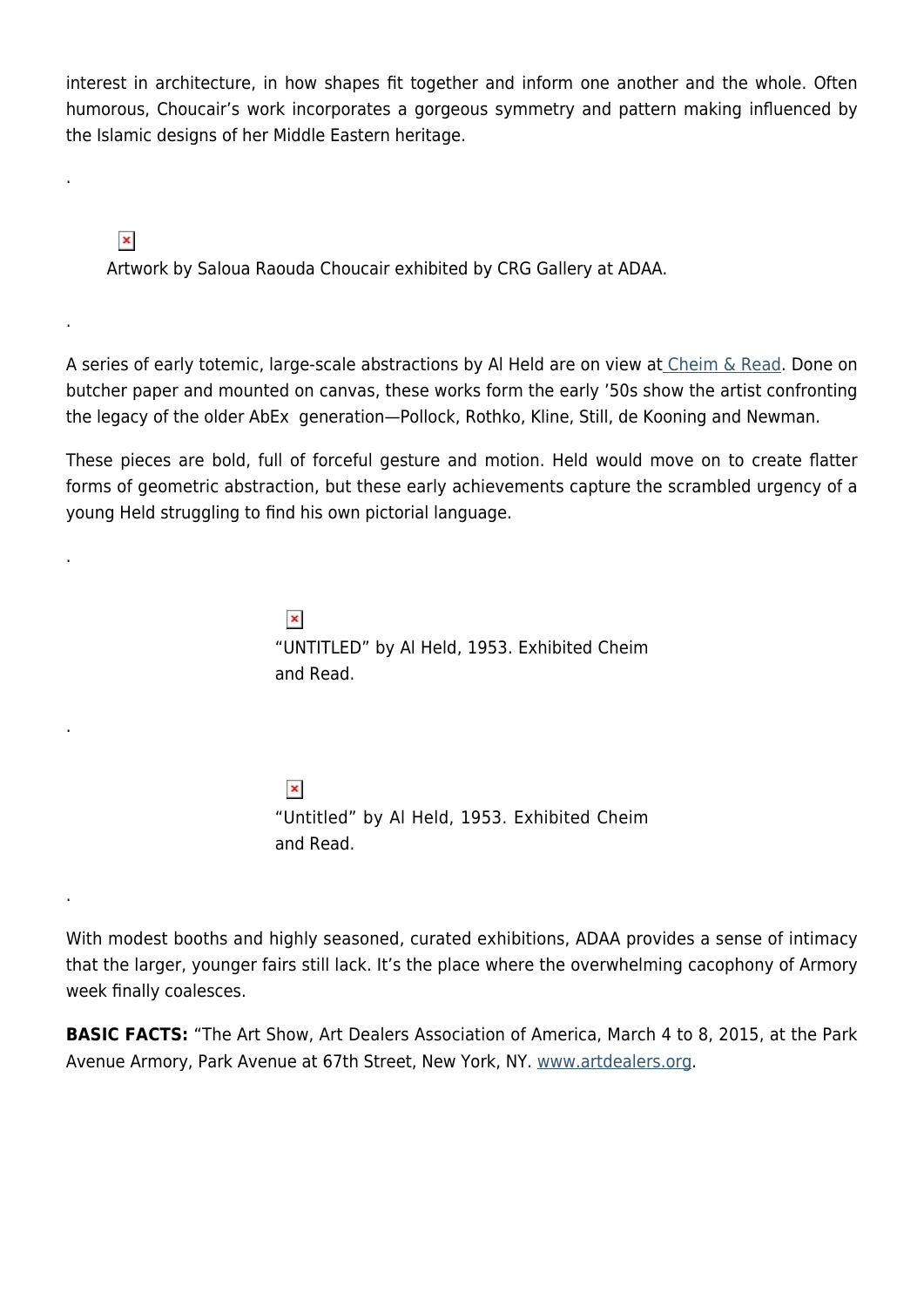interest in architecture, in how shapes fit together and inform one another and the whole. Often humorous, Choucair's work incorporates a gorgeous symmetry and pattern making influenced by the Islamic designs of her Middle Eastern heritage.

.

Artwork by Saloua Raouda Choucair exhibited by CRG Gallery at ADAA.

.

A series of early totemic, large-scale abstractions by Al Held are on view at Cheim & Read. Done on butcher paper and mounted on canvas, these works form the early '50s show the artist confronting the legacy of the older AbEx generation—Pollock, Rothko, Kline, Still, de Kooning and Newman.

These pieces are bold, full of forceful gesture and motion. Held would move on to create flatter forms of geometric abstraction, but these early achievements capture the scrambled urgency of a young Held struggling to find his own pictorial language.

.

"UNTITLED" by Al Held, 1953. Exhibited Cheim and Read.

.

"Untitled" by Al Held, 1953. Exhibited Cheim and Read.

.

With modest booths and highly seasoned, curated exhibitions, ADAA provides a sense of intimacy that the larger, younger fairs still lack. It's the place where the overwhelming cacophony of Armory week finally coalesces.

**BASIC FACTS:** "The Art Show, Art Dealers Association of America, March 4 to 8, 2015, at the Park Avenue Armory, Park Avenue at 67th Street, New York, NY. www.artdealers.org.